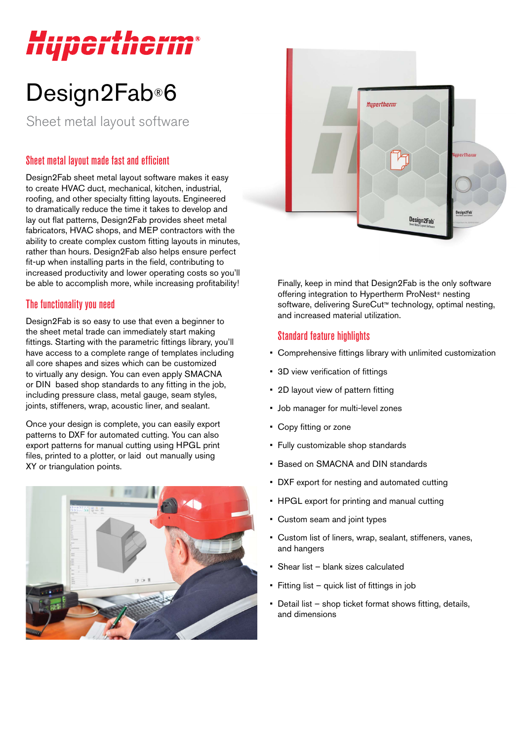# Hypertherm®

# Design2Fab® 6

Sheet metal layout software

## Sheet metal layout made fast and efficient

Design2Fab sheet metal layout software makes it easy to create HVAC duct, mechanical, kitchen, industrial, roofing, and other specialty fitting layouts. Engineered to dramatically reduce the time it takes to develop and lay out flat patterns, Design2Fab provides sheet metal fabricators, HVAC shops, and MEP contractors with the ability to create complex custom fitting layouts in minutes, rather than hours. Design2Fab also helps ensure perfect fit-up when installing parts in the field, contributing to increased productivity and lower operating costs so you'll be able to accomplish more, while increasing profitability!

## The functionality you need

Design2Fab is so easy to use that even a beginner to the sheet metal trade can immediately start making fittings. Starting with the parametric fittings library, you'll have access to a complete range of templates including all core shapes and sizes which can be customized to virtually any design. You can even apply SMACNA or DIN based shop standards to any fitting in the job, including pressure class, metal gauge, seam styles, joints, stiffeners, wrap, acoustic liner, and sealant.

Once your design is complete, you can easily export patterns to DXF for automated cutting. You can also export patterns for manual cutting using HPGL print files, printed to a plotter, or laid out manually using XY or triangulation points.

Finally, keep in mind that Design2Fab is the only software offering integration to Hypertherm ProNest® nesting software, delivering SureCut™ technology, optimal nesting, and increased material utilization.

## Standard feature highlights

- Comprehensive fittings library with unlimited customization
- 3D view verification of fittings
- 2D layout view of pattern fitting
- Job manager for multi-level zones
- Copy fitting or zone
- Fully customizable shop standards
- Based on SMACNA and DIN standards
- DXF export for nesting and automated cutting
- HPGL export for printing and manual cutting
- Custom seam and joint types
- Custom list of liners, wrap, sealant, stiffeners, vanes, and hangers
- Shear list – blank sizes calculated
- Fitting list – quick list of fittings in job
- Detail list – shop ticket format shows fitting, details, and dimensions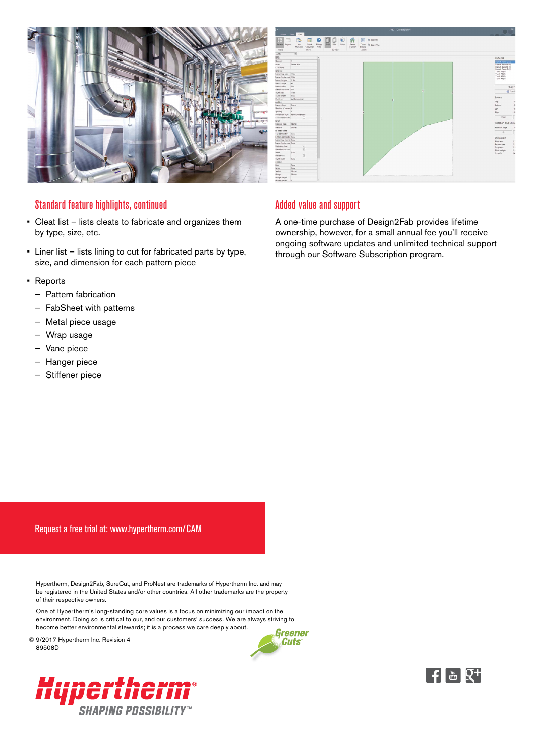## Standard feature highlights, continued

- Cleat list – lists cleats to fabricate and organizes them by type, size, etc.
- Liner list – lists lining to cut for fabricated parts by type, size, and dimension for each pattern piece
- Reports
  - Pattern fabrication
  - FabSheet with patterns
  - Metal piece usage
  - Wrap usage
  - Vane piece
  - Hanger piece
  - Stiffener piece

## Added value and support

A one-time purchase of Design2Fab provides lifetime ownership, however, for a small annual fee you'll receive ongoing software updates and unlimited technical support through our Software Subscription program.

Request a free trial at: www.hypertherm.com/CAM

Hypertherm, Design2Fab, SureCut, and ProNest are trademarks of Hypertherm Inc. and may be registered in the United States and/or other countries. All other trademarks are the property of their respective owners.

One of Hypertherm's long-standing core values is a focus on minimizing our impact on the environment. Doing so is critical to our, and our customers' success. We are always striving to become better environmental stewards; it is a process we care deeply about.

Greener Cuts

© 9/2017 Hypertherm Inc. Revision 4
89508D

Hypertherm®
SHAPING POSSIBILITY™